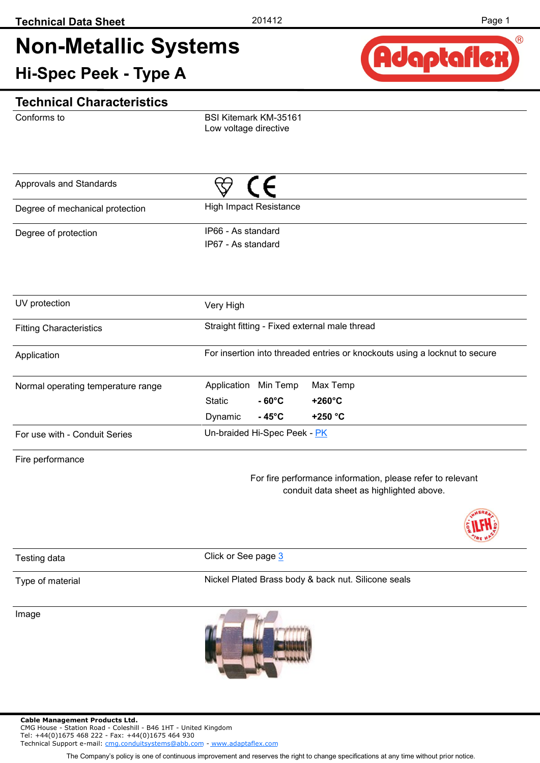Technical Data Sheet 201412

# Non-Metallic Systems

## Hi-Spec Peek - Type A

### Technical Characteristics

| | |
|---|---|
| Conforms to | BSI Kitemark KM-35161<br>Low voltage directive |
| Approvals and Standards | |
| Degree of mechanical protection | High Impact Resistance |
| Degree of protection | IP66 - As standard<br>IP67 - As standard |
| UV protection | Very High |
| Fitting Characteristics | Straight fitting - Fixed external male thread |
| Application | For insertion into threaded entries or knockouts using a locknut to secure |
| Normal operating temperature range | Application / Min Temp / Max Temp<br>Static / **- 60°C** / **+260°C**<br>Dynamic / **- 45°C** / **+250 °C** |
| For use with - Conduit Series | Un-braided Hi-Spec Peek - PK |
| Fire performance | For fire performance information, please refer to relevant conduit data sheet as highlighted above. |
| Testing data | Click or See page 3 |
| Type of material | Nickel Plated Brass body & back nut. Silicone seals |
| Image | |

**Cable Management Products Ltd.**
CMG House - Station Road - Coleshill - B46 1HT - United Kingdom
Tel: +44(0)1675 468 222 - Fax: +44(0)1675 464 930
Technical Support e-mail: cmg.conduitsystems@abb.com - www.adaptaflex.com

The Company's policy is one of continuous improvement and reserves the right to change specifications at any time without prior notice.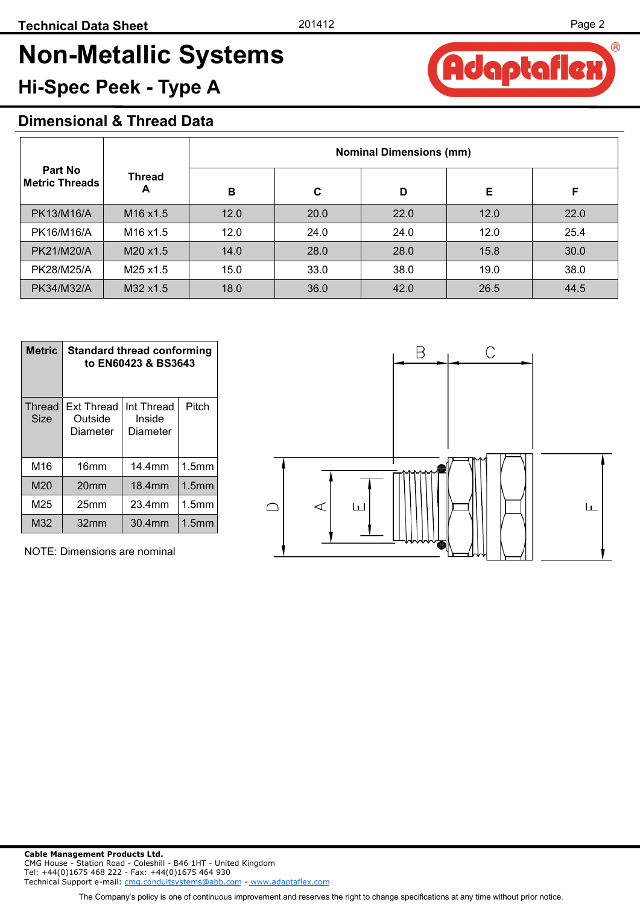# Non-Metallic Systems

## Hi-Spec Peek - Type A

### Dimensional & Thread Data

| Part No Metric Threads | Thread A | Nominal Dimensions (mm) | | | | |
|---|---|---|---|---|---|---|
| | | B | C | D | E | F |
| PK13/M16/A | M16 x1.5 | 12.0 | 20.0 | 22.0 | 12.0 | 22.0 |
| PK16/M16/A | M16 x1.5 | 12.0 | 24.0 | 24.0 | 12.0 | 25.4 |
| PK21/M20/A | M20 x1.5 | 14.0 | 28.0 | 28.0 | 15.8 | 30.0 |
| PK28/M25/A | M25 x1.5 | 15.0 | 33.0 | 38.0 | 19.0 | 38.0 |
| PK34/M32/A | M32 x1.5 | 18.0 | 36.0 | 42.0 | 26.5 | 44.5 |

| Metric | Standard thread conforming to EN60423 & BS3643 | | |
|---|---|---|---|
| Thread Size | Ext Thread Outside Diameter | Int Thread Inside Diameter | Pitch |
| M16 | 16mm | 14.4mm | 1.5mm |
| M20 | 20mm | 18.4mm | 1.5mm |
| M25 | 25mm | 23.4mm | 1.5mm |
| M32 | 32mm | 30.4mm | 1.5mm |

NOTE: Dimensions are nominal

**Cable Management Products Ltd.**
CMG House - Station Road - Coleshill - B46 1HT - United Kingdom
Tel: +44(0)1675 468 222 - Fax: +44(0)1675 464 930
Technical Support e-mail: cmg.conduitsystems@abb.com - www.adaptaflex.com

The Company's policy is one of continuous improvement and reserves the right to change specifications at any time without prior notice.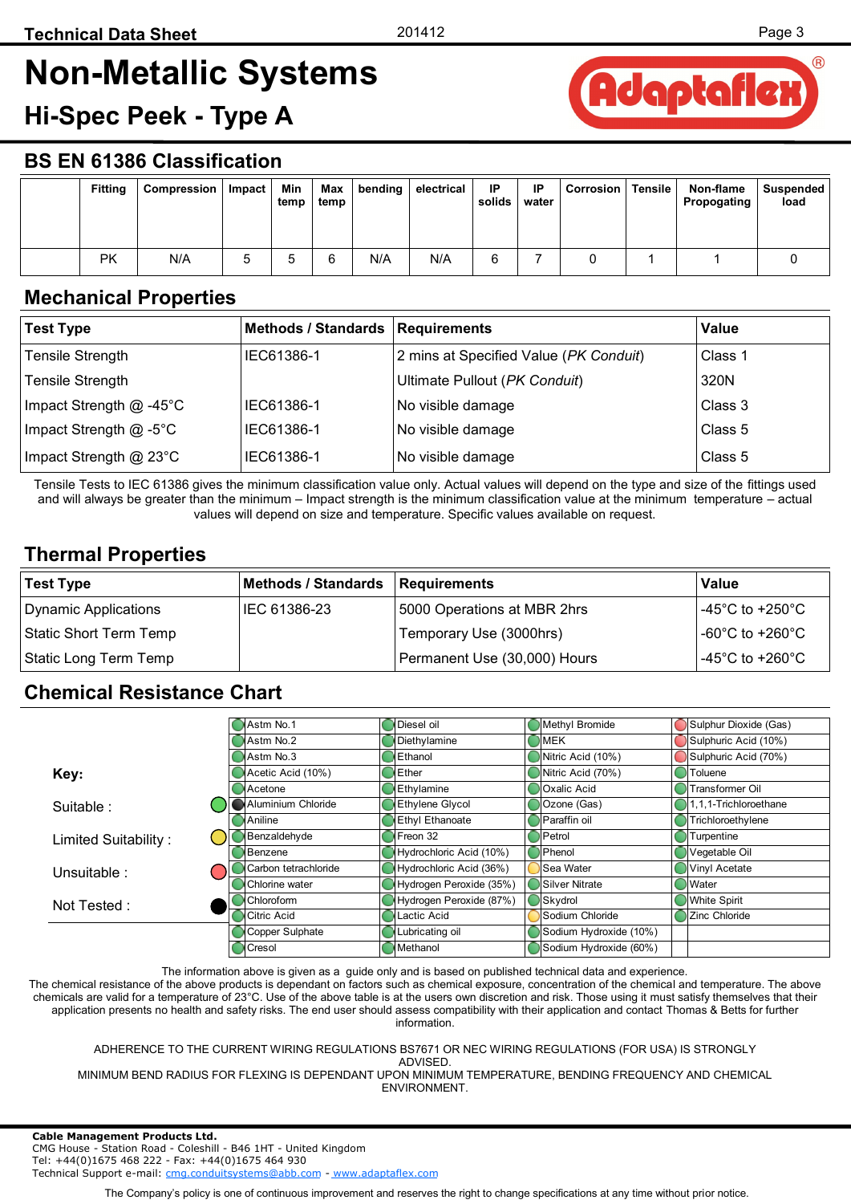# Non-Metallic Systems

## Hi-Spec Peek - Type A

## BS EN 61386 Classification

| | Fitting | Compression | Impact | Min temp | Max temp | bending | electrical | IP solids | IP water | Corrosion | Tensile | Non-flame Propogating | Suspended load |
|---|---|---|---|---|---|---|---|---|---|---|---|---|---|
| | PK | N/A | 5 | 5 | 6 | N/A | N/A | 6 | 7 | 0 | 1 | 1 | 0 |

## Mechanical Properties

| Test Type | Methods / Standards | Requirements | Value |
|---|---|---|---|
| Tensile Strength | IEC61386-1 | 2 mins at Specified Value (*PK Conduit*) | Class 1 |
| Tensile Strength | | Ultimate Pullout (*PK Conduit*) | 320N |
| Impact Strength @ -45°C | IEC61386-1 | No visible damage | Class 3 |
| Impact Strength @ -5°C | IEC61386-1 | No visible damage | Class 5 |
| Impact Strength @ 23°C | IEC61386-1 | No visible damage | Class 5 |

Tensile Tests to IEC 61386 gives the minimum classification value only. Actual values will depend on the type and size of the fittings used and will always be greater than the minimum – Impact strength is the minimum classification value at the minimum temperature – actual values will depend on size and temperature. Specific values available on request.

## Thermal Properties

| Test Type | Methods / Standards | Requirements | Value |
|---|---|---|---|
| Dynamic Applications | IEC 61386-23 | 5000 Operations at MBR 2hrs | -45°C to +250°C |
| Static Short Term Temp | | Temporary Use (3000hrs) | -60°C to +260°C |
| Static Long Term Temp | | Permanent Use (30,000) Hours | -45°C to +260°C |

## Chemical Resistance Chart

**Key:**

- Suitable : (green)
- Limited Suitability : (yellow)
- Unsuitable : (red)
- Not Tested : (black)

| | | | | | | | |
|---|---|---|---|---|---|---|---|
| Suitable | Astm No.1 | Suitable | Diesel oil | Suitable | Methyl Bromide | Unsuitable | Sulphur Dioxide (Gas) |
| Suitable | Astm No.2 | Suitable | Diethylamine | Suitable | MEK | Unsuitable | Sulphuric Acid (10%) |
| Suitable | Astm No.3 | Suitable | Ethanol | Suitable | Nitric Acid (10%) | Unsuitable | Sulphuric Acid (70%) |
| Suitable | Acetic Acid (10%) | Suitable | Ether | Suitable | Nitric Acid (70%) | Suitable | Toluene |
| Suitable | Acetone | Suitable | Ethylamine | Suitable | Oxalic Acid | Suitable | Transformer Oil |
| Not Tested | Aluminium Chloride | Suitable | Ethylene Glycol | Suitable | Ozone (Gas) | Suitable | 1,1,1-Trichloroethane |
| Suitable | Aniline | Suitable | Ethyl Ethanoate | Suitable | Paraffin oil | Suitable | Trichloroethylene |
| Suitable | Benzaldehyde | Suitable | Freon 32 | Suitable | Petrol | Suitable | Turpentine |
| Suitable | Benzene | Suitable | Hydrochloric Acid (10%) | Suitable | Phenol | Suitable | Vegetable Oil |
| Suitable | Carbon tetrachloride | Suitable | Hydrochloric Acid (36%) | Limited Suitability | Sea Water | Suitable | Vinyl Acetate |
| Suitable | Chlorine water | Suitable | Hydrogen Peroxide (35%) | Suitable | Silver Nitrate | Suitable | Water |
| Suitable | Chloroform | Suitable | Hydrogen Peroxide (87%) | Suitable | Skydrol | Suitable | White Spirit |
| Suitable | Citric Acid | Suitable | Lactic Acid | Limited Suitability | Sodium Chloride | Suitable | Zinc Chloride |
| Suitable | Copper Sulphate | Suitable | Lubricating oil | Suitable | Sodium Hydroxide (10%) | | |
| Suitable | Cresol | Suitable | Methanol | Suitable | Sodium Hydroxide (60%) | | |

The information above is given as a guide only and is based on published technical data and experience.
The chemical resistance of the above products is dependant on factors such as chemical exposure, concentration of the chemical and temperature. The above chemicals are valid for a temperature of 23°C. Use of the above table is at the users own discretion and risk. Those using it must satisfy themselves that their application presents no health and safety risks. The end user should assess compatibility with their application and contact Thomas & Betts for further information.

ADHERENCE TO THE CURRENT WIRING REGULATIONS BS7671 OR NEC WIRING REGULATIONS (FOR USA) IS STRONGLY ADVISED.
MINIMUM BEND RADIUS FOR FLEXING IS DEPENDANT UPON MINIMUM TEMPERATURE, BENDING FREQUENCY AND CHEMICAL ENVIRONMENT.

**Cable Management Products Ltd.**
CMG House - Station Road - Coleshill - B46 1HT - United Kingdom
Tel: +44(0)1675 468 222 - Fax: +44(0)1675 464 930
Technical Support e-mail: cmg.conduitsystems@abb.com - www.adaptaflex.com

The Company's policy is one of continuous improvement and reserves the right to change specifications at any time without prior notice.